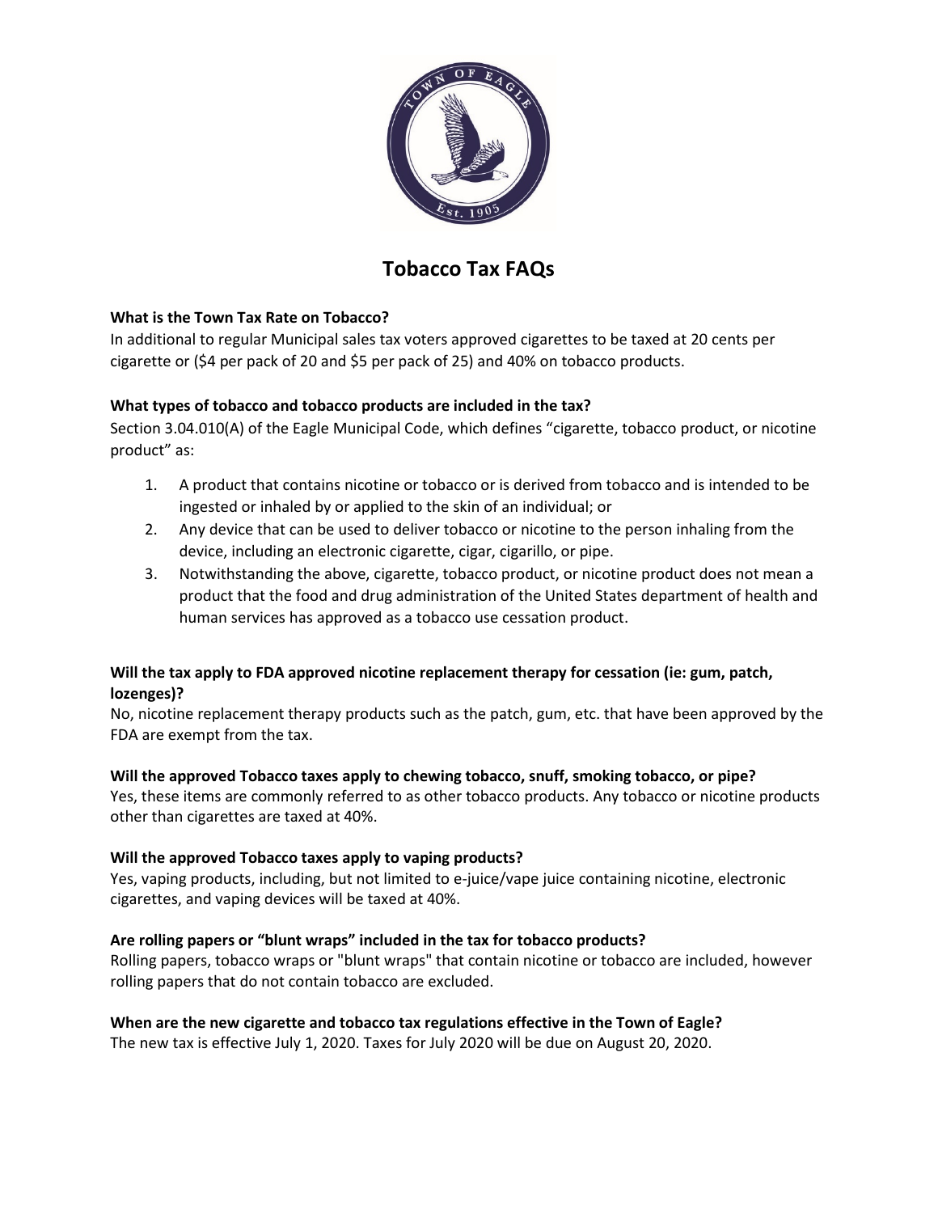# Tobacco Tax FAQs

**What is the Town Tax Rate on Tobacco?**

In additional to regular Municipal sales tax voters approved cigarettes to be taxed at 20 cents per cigarette or ($4 per pack of 20 and $5 per pack of 25) and 40% on tobacco products.

**What types of tobacco and tobacco products are included in the tax?**

Section 3.04.010(A) of the Eagle Municipal Code, which defines "cigarette, tobacco product, or nicotine product" as:

1. A product that contains nicotine or tobacco or is derived from tobacco and is intended to be ingested or inhaled by or applied to the skin of an individual; or
2. Any device that can be used to deliver tobacco or nicotine to the person inhaling from the device, including an electronic cigarette, cigar, cigarillo, or pipe.
3. Notwithstanding the above, cigarette, tobacco product, or nicotine product does not mean a product that the food and drug administration of the United States department of health and human services has approved as a tobacco use cessation product.

**Will the tax apply to FDA approved nicotine replacement therapy for cessation (ie: gum, patch, lozenges)?**

No, nicotine replacement therapy products such as the patch, gum, etc. that have been approved by the FDA are exempt from the tax.

**Will the approved Tobacco taxes apply to chewing tobacco, snuff, smoking tobacco, or pipe?**

Yes, these items are commonly referred to as other tobacco products. Any tobacco or nicotine products other than cigarettes are taxed at 40%.

**Will the approved Tobacco taxes apply to vaping products?**

Yes, vaping products, including, but not limited to e-juice/vape juice containing nicotine, electronic cigarettes, and vaping devices will be taxed at 40%.

**Are rolling papers or "blunt wraps" included in the tax for tobacco products?**

Rolling papers, tobacco wraps or "blunt wraps" that contain nicotine or tobacco are included, however rolling papers that do not contain tobacco are excluded.

**When are the new cigarette and tobacco tax regulations effective in the Town of Eagle?**

The new tax is effective July 1, 2020. Taxes for July 2020 will be due on August 20, 2020.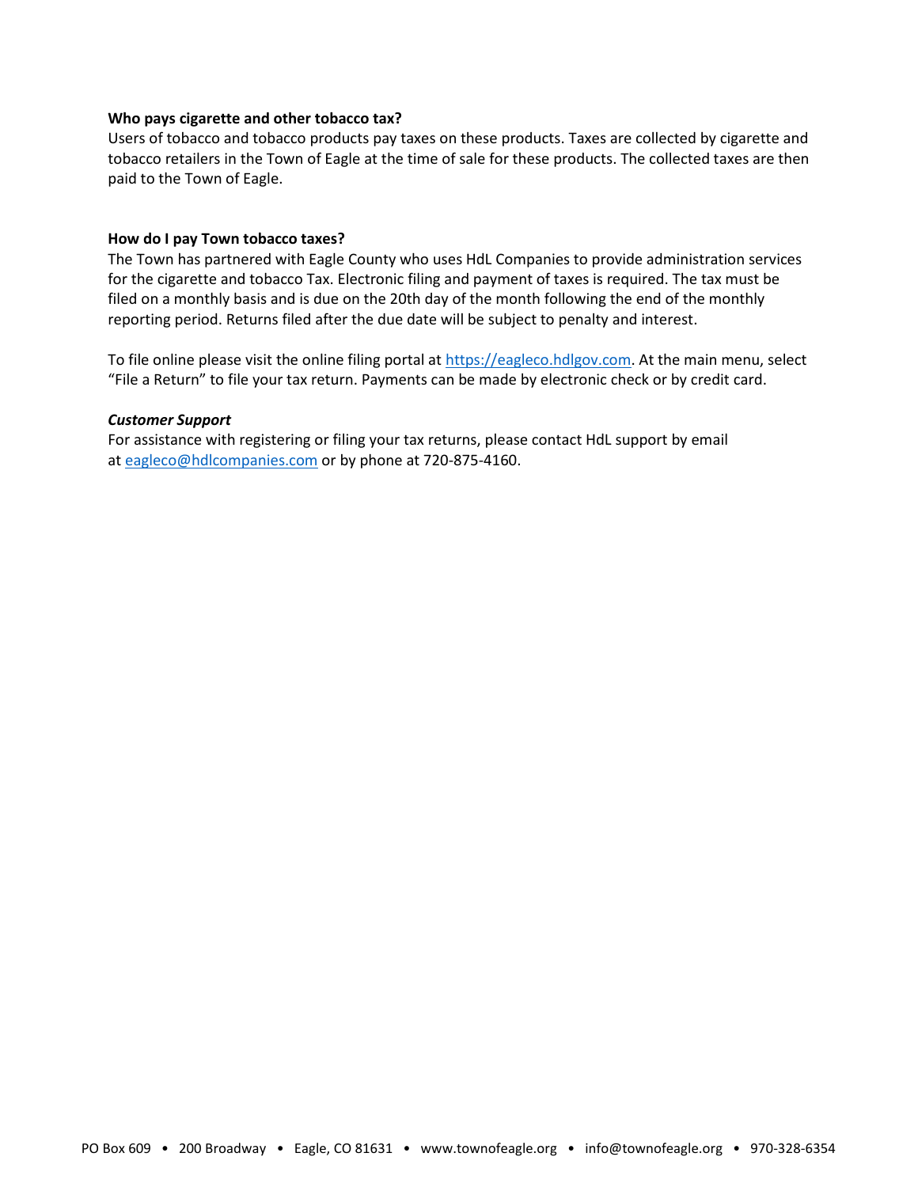**Who pays cigarette and other tobacco tax?**

Users of tobacco and tobacco products pay taxes on these products. Taxes are collected by cigarette and tobacco retailers in the Town of Eagle at the time of sale for these products. The collected taxes are then paid to the Town of Eagle.

**How do I pay Town tobacco taxes?**

The Town has partnered with Eagle County who uses HdL Companies to provide administration services for the cigarette and tobacco Tax. Electronic filing and payment of taxes is required. The tax must be filed on a monthly basis and is due on the 20th day of the month following the end of the monthly reporting period. Returns filed after the due date will be subject to penalty and interest.

To file online please visit the online filing portal at https://eagleco.hdlgov.com. At the main menu, select "File a Return" to file your tax return. Payments can be made by electronic check or by credit card.

***Customer Support***

For assistance with registering or filing your tax returns, please contact HdL support by email at eagleco@hdlcompanies.com or by phone at 720-875-4160.